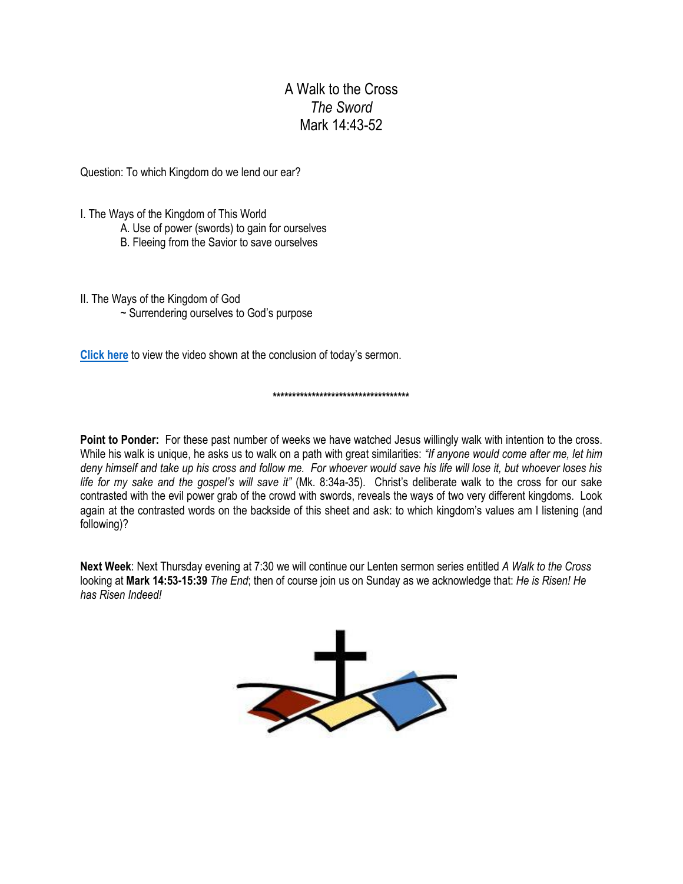# A Walk to the Cross
## *The Sword*
## Mark 14:43-52

Question: To which Kingdom do we lend our ear?

I. The Ways of the Kingdom of This World

- A. Use of power (swords) to gain for ourselves
- B. Fleeing from the Savior to save ourselves

II. The Ways of the Kingdom of God

- ~ Surrendering ourselves to God's purpose

**Click here** to view the video shown at the conclusion of today's sermon.

************************************

**Point to Ponder:** For these past number of weeks we have watched Jesus willingly walk with intention to the cross. While his walk is unique, he asks us to walk on a path with great similarities: *"If anyone would come after me, let him deny himself and take up his cross and follow me. For whoever would save his life will lose it, but whoever loses his life for my sake and the gospel's will save it"* (Mk. 8:34a-35). Christ's deliberate walk to the cross for our sake contrasted with the evil power grab of the crowd with swords, reveals the ways of two very different kingdoms. Look again at the contrasted words on the backside of this sheet and ask: to which kingdom's values am I listening (and following)?

**Next Week**: Next Thursday evening at 7:30 we will continue our Lenten sermon series entitled *A Walk to the Cross* looking at **Mark 14:53-15:39** *The End*; then of course join us on Sunday as we acknowledge that: *He is Risen! He has Risen Indeed!*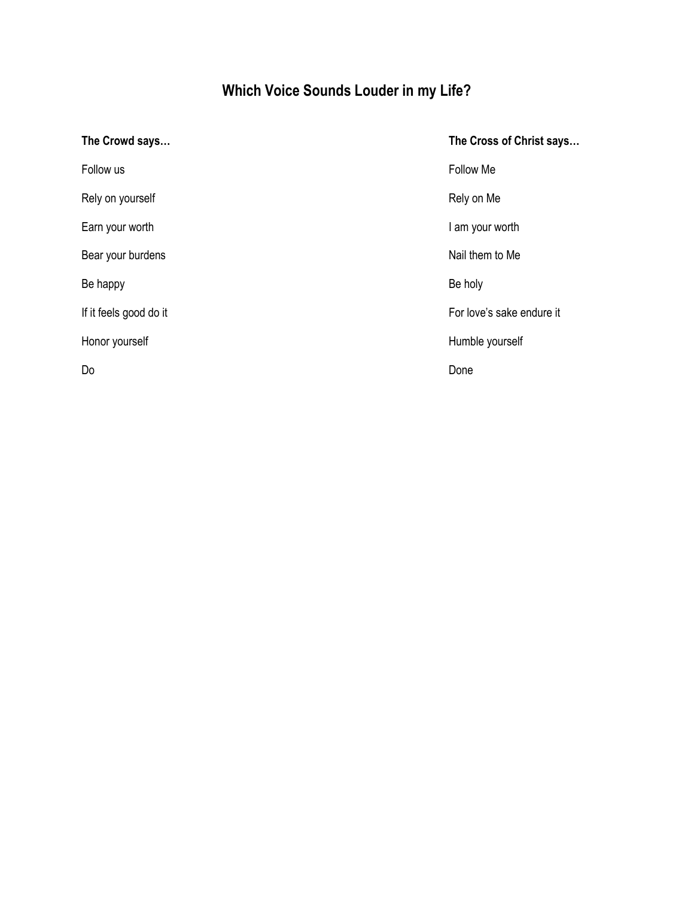# Which Voice Sounds Louder in my Life?

| **The Crowd says…** | **The Cross of Christ says…** |
| --- | --- |
| Follow us | Follow Me |
| Rely on yourself | Rely on Me |
| Earn your worth | I am your worth |
| Bear your burdens | Nail them to Me |
| Be happy | Be holy |
| If it feels good do it | For love's sake endure it |
| Honor yourself | Humble yourself |
| Do | Done |